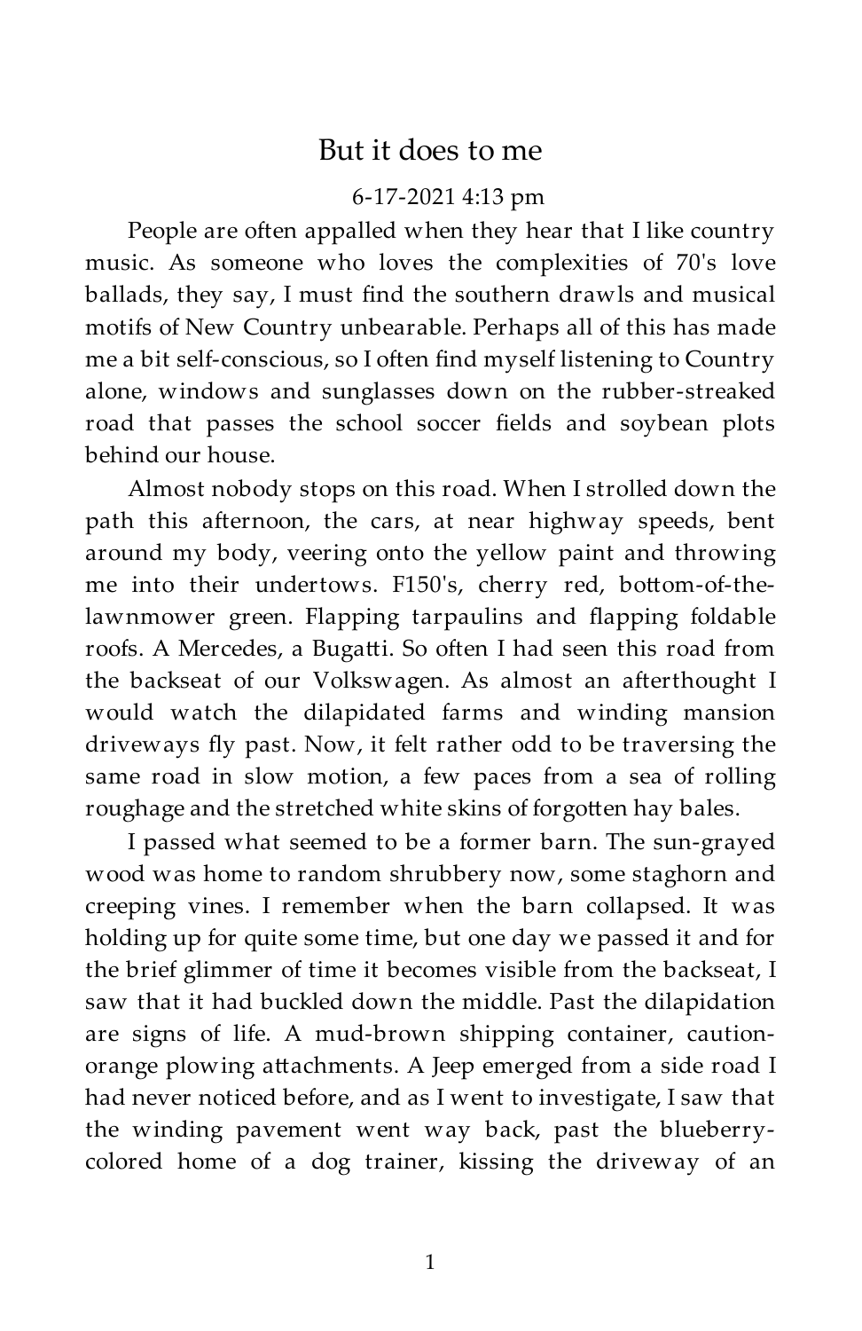# But it does to me

6-17-2021 4:13 pm

People are often appalled when they hear that I like country music. As someone who loves the complexities of 70's love ballads, they say, I must find the southern drawls and musical motifs of New Country unbearable. Perhaps all of this has made me a bit self-conscious, so I often find myself listening to Country alone, windows and sunglasses down on the rubber-streaked road that passes the school soccer fields and soybean plots behind our house.

Almost nobody stops on this road. When I strolled down the path this afternoon, the cars, at near highway speeds, bent around my body, veering onto the yellow paint and throwing me into their undertows. F150's, cherry red, bottom-of-the-lawnmower green. Flapping tarpaulins and flapping foldable roofs. A Mercedes, a Bugatti. So often I had seen this road from the backseat of our Volkswagen. As almost an afterthought I would watch the dilapidated farms and winding mansion driveways fly past. Now, it felt rather odd to be traversing the same road in slow motion, a few paces from a sea of rolling roughage and the stretched white skins of forgotten hay bales.

I passed what seemed to be a former barn. The sun-grayed wood was home to random shrubbery now, some staghorn and creeping vines. I remember when the barn collapsed. It was holding up for quite some time, but one day we passed it and for the brief glimmer of time it becomes visible from the backseat, I saw that it had buckled down the middle. Past the dilapidation are signs of life. A mud-brown shipping container, caution-orange plowing attachments. A Jeep emerged from a side road I had never noticed before, and as I went to investigate, I saw that the winding pavement went way back, past the blueberry-colored home of a dog trainer, kissing the driveway of an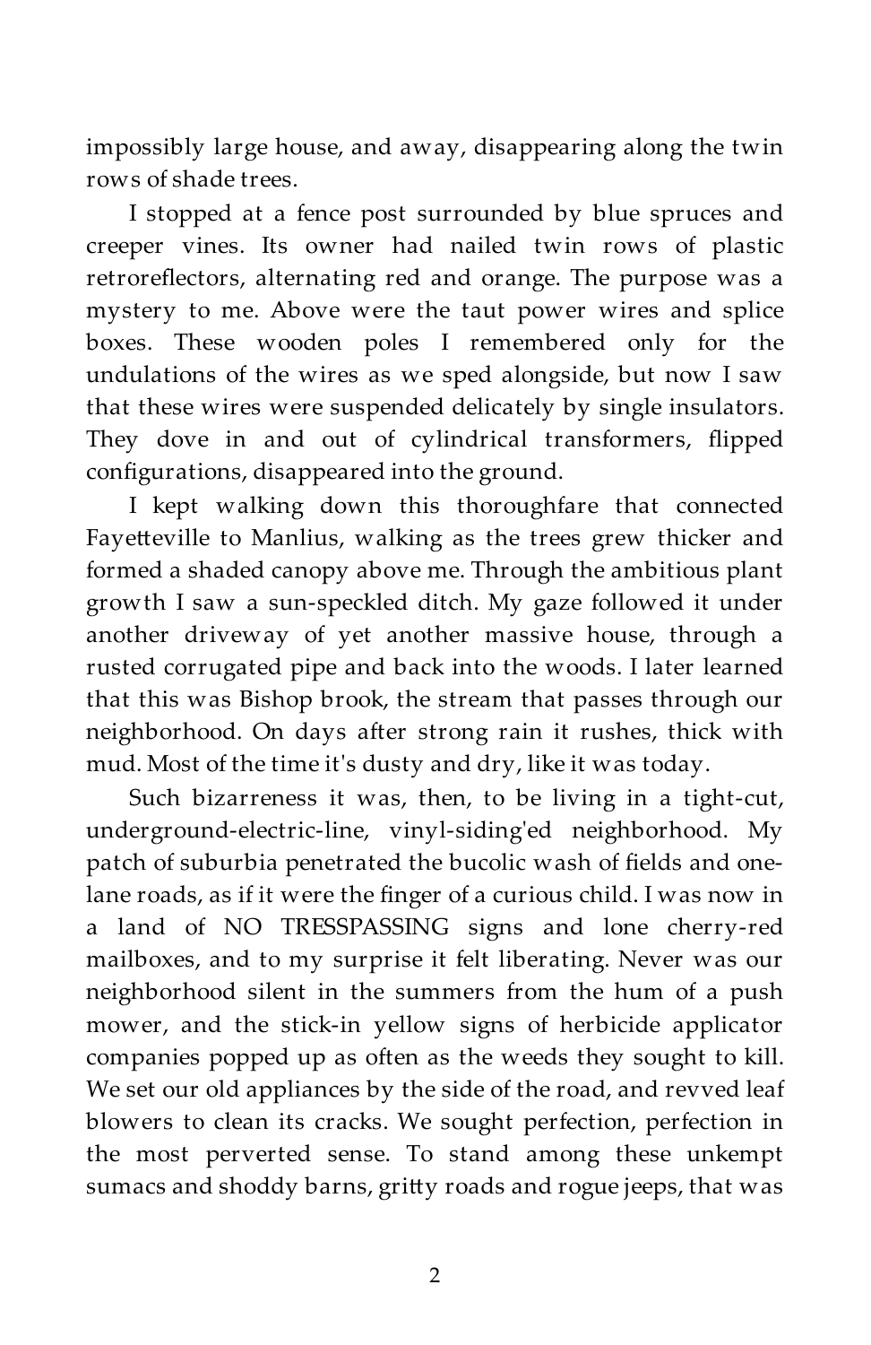impossibly large house, and away, disappearing along the twin rows of shade trees.

I stopped at a fence post surrounded by blue spruces and creeper vines. Its owner had nailed twin rows of plastic retroreflectors, alternating red and orange. The purpose was a mystery to me. Above were the taut power wires and splice boxes. These wooden poles I remembered only for the undulations of the wires as we sped alongside, but now I saw that these wires were suspended delicately by single insulators. They dove in and out of cylindrical transformers, flipped configurations, disappeared into the ground.

I kept walking down this thoroughfare that connected Fayetteville to Manlius, walking as the trees grew thicker and formed a shaded canopy above me. Through the ambitious plant growth I saw a sun-speckled ditch. My gaze followed it under another driveway of yet another massive house, through a rusted corrugated pipe and back into the woods. I later learned that this was Bishop brook, the stream that passes through our neighborhood. On days after strong rain it rushes, thick with mud. Most of the time it's dusty and dry, like it was today.

Such bizarreness it was, then, to be living in a tight-cut, underground-electric-line, vinyl-siding'ed neighborhood. My patch of suburbia penetrated the bucolic wash of fields and one-lane roads, as if it were the finger of a curious child. I was now in a land of NO TRESSPASSING signs and lone cherry-red mailboxes, and to my surprise it felt liberating. Never was our neighborhood silent in the summers from the hum of a push mower, and the stick-in yellow signs of herbicide applicator companies popped up as often as the weeds they sought to kill. We set our old appliances by the side of the road, and revved leaf blowers to clean its cracks. We sought perfection, perfection in the most perverted sense. To stand among these unkempt sumacs and shoddy barns, gritty roads and rogue jeeps, that was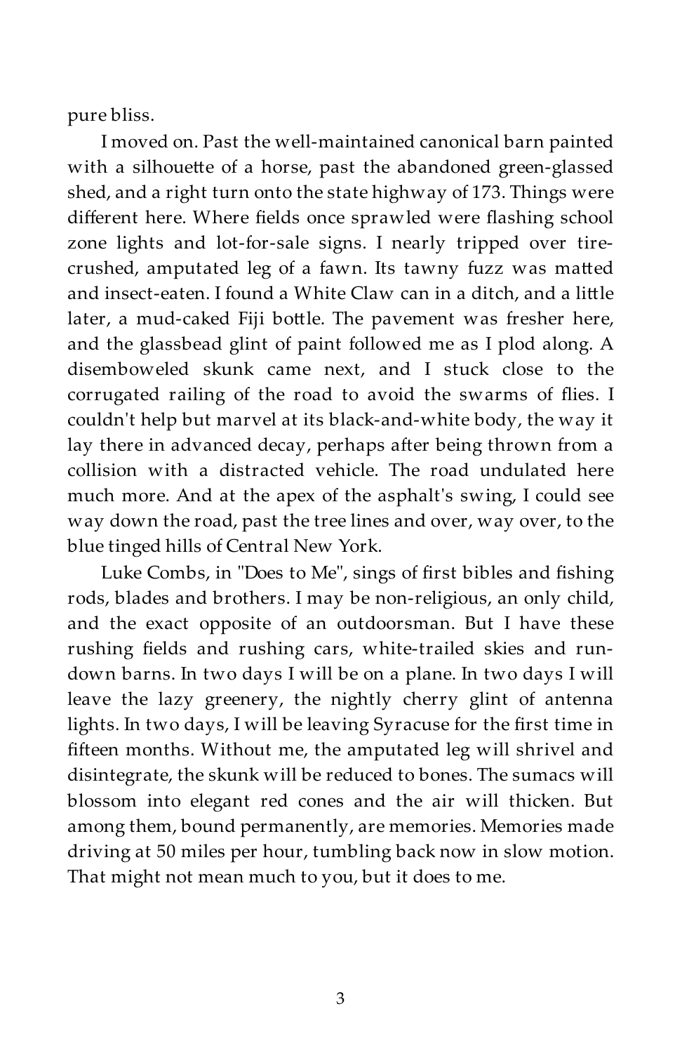pure bliss.

I moved on. Past the well-maintained canonical barn painted with a silhouette of a horse, past the abandoned green-glassed shed, and a right turn onto the state highway of 173. Things were different here. Where fields once sprawled were flashing school zone lights and lot-for-sale signs. I nearly tripped over tire-crushed, amputated leg of a fawn. Its tawny fuzz was matted and insect-eaten. I found a White Claw can in a ditch, and a little later, a mud-caked Fiji bottle. The pavement was fresher here, and the glassbead glint of paint followed me as I plod along. A disemboweled skunk came next, and I stuck close to the corrugated railing of the road to avoid the swarms of flies. I couldn't help but marvel at its black-and-white body, the way it lay there in advanced decay, perhaps after being thrown from a collision with a distracted vehicle. The road undulated here much more. And at the apex of the asphalt's swing, I could see way down the road, past the tree lines and over, way over, to the blue tinged hills of Central New York.

Luke Combs, in "Does to Me", sings of first bibles and fishing rods, blades and brothers. I may be non-religious, an only child, and the exact opposite of an outdoorsman. But I have these rushing fields and rushing cars, white-trailed skies and run-down barns. In two days I will be on a plane. In two days I will leave the lazy greenery, the nightly cherry glint of antenna lights. In two days, I will be leaving Syracuse for the first time in fifteen months. Without me, the amputated leg will shrivel and disintegrate, the skunk will be reduced to bones. The sumacs will blossom into elegant red cones and the air will thicken. But among them, bound permanently, are memories. Memories made driving at 50 miles per hour, tumbling back now in slow motion. That might not mean much to you, but it does to me.